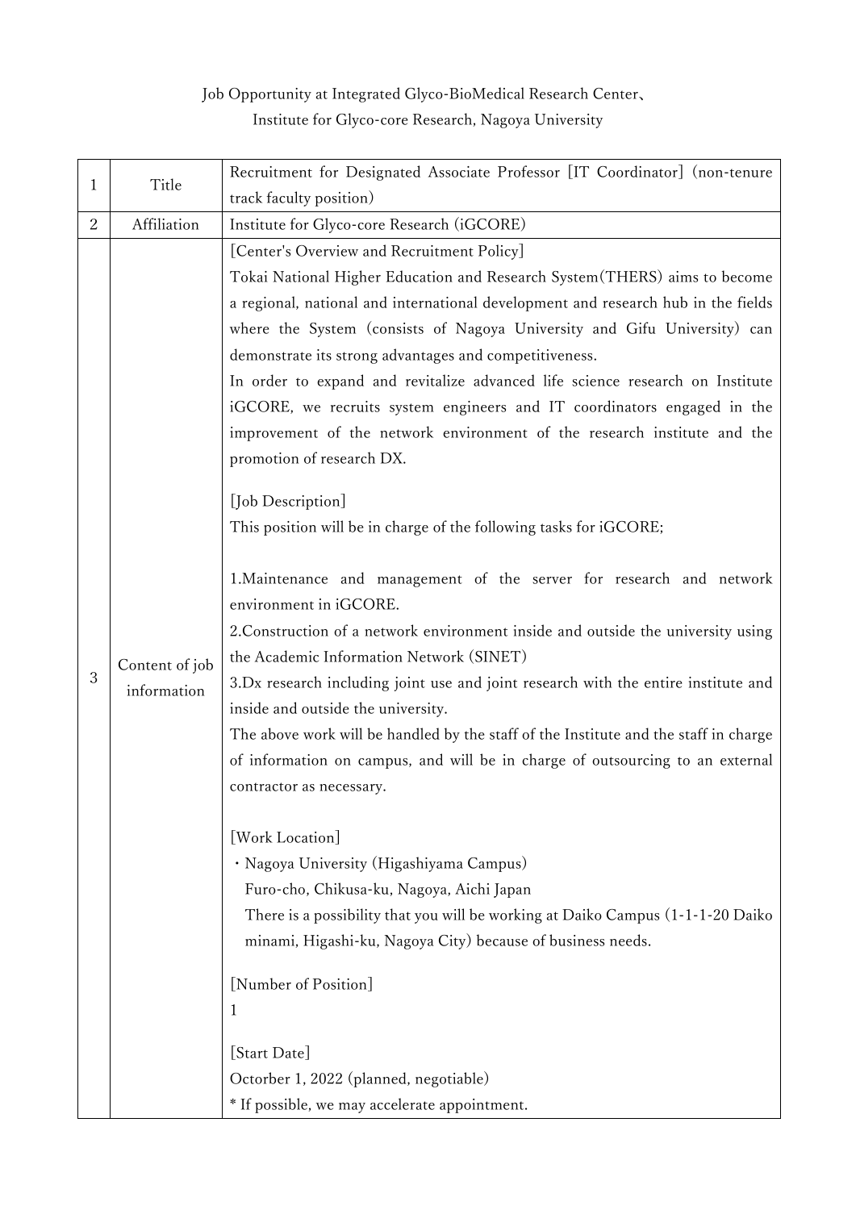Job Opportunity at Integrated Glyco-BioMedical Research Center、
Institute for Glyco-core Research, Nagoya University

| | | |
|---|---|---|
| 1 | Title | Recruitment for Designated Associate Professor [IT Coordinator] (non-tenure track faculty position) |
| 2 | Affiliation | Institute for Glyco-core Research (iGCORE) |
| 3 | Content of job information | [Center's Overview and Recruitment Policy]<br>Tokai National Higher Education and Research System(THERS) aims to become a regional, national and international development and research hub in the fields where the System (consists of Nagoya University and Gifu University) can demonstrate its strong advantages and competitiveness.<br>In order to expand and revitalize advanced life science research on Institute iGCORE, we recruits system engineers and IT coordinators engaged in the improvement of the network environment of the research institute and the promotion of research DX.<br><br>[Job Description]<br>This position will be in charge of the following tasks for iGCORE;<br><br>1.Maintenance and management of the server for research and network environment in iGCORE.<br>2.Construction of a network environment inside and outside the university using the Academic Information Network (SINET)<br>3.Dx research including joint use and joint research with the entire institute and inside and outside the university.<br>The above work will be handled by the staff of the Institute and the staff in charge of information on campus, and will be in charge of outsourcing to an external contractor as necessary.<br><br>[Work Location]<br>・Nagoya University (Higashiyama Campus)<br>Furo-cho, Chikusa-ku, Nagoya, Aichi Japan<br>There is a possibility that you will be working at Daiko Campus (1-1-1-20 Daiko minami, Higashi-ku, Nagoya City) because of business needs.<br><br>[Number of Position]<br>1<br><br>[Start Date]<br>Octorber 1, 2022 (planned, negotiable)<br>* If possible, we may accelerate appointment. |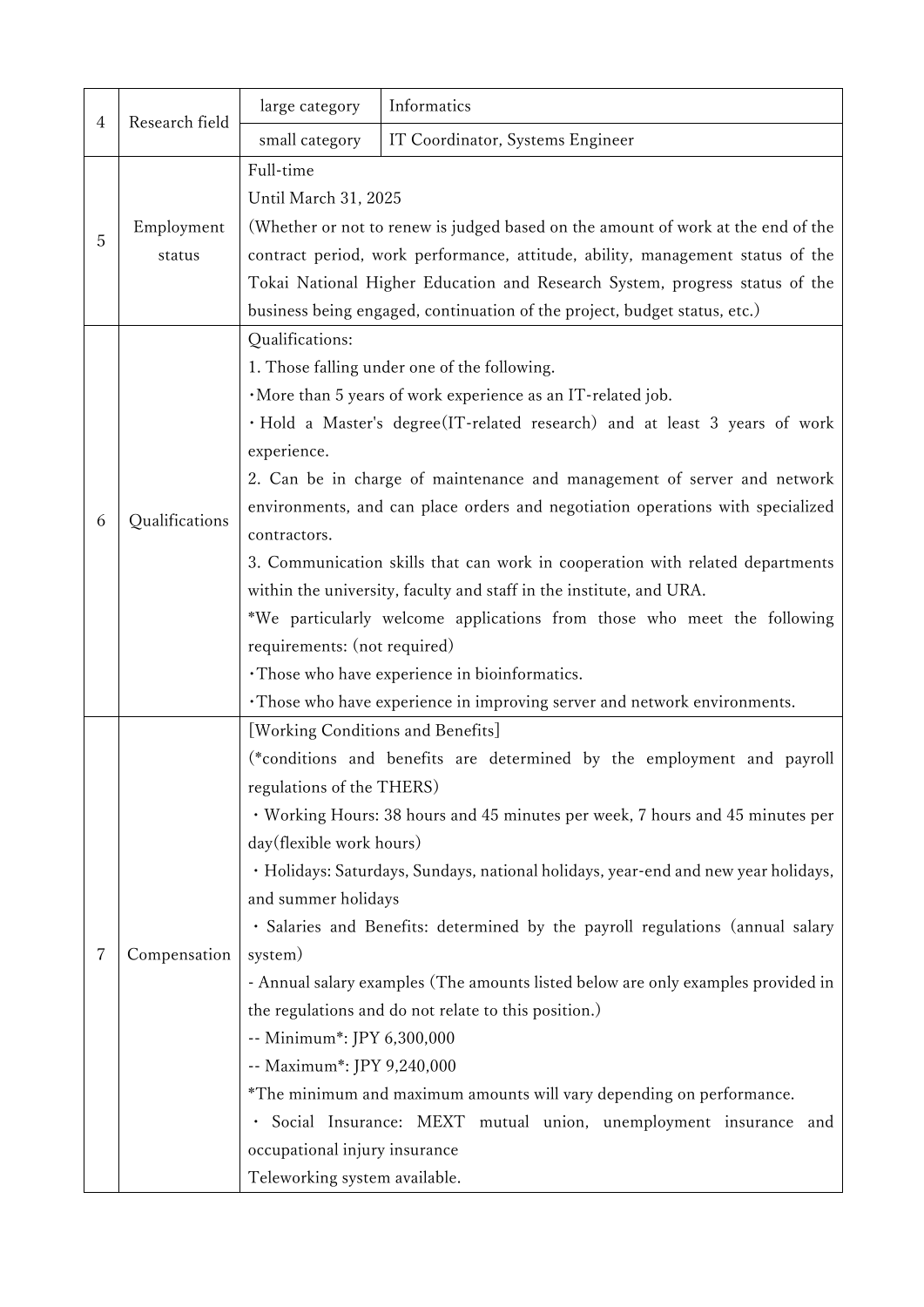| | | | |
|---|---|---|---|
| 4 | Research field | large category | Informatics |
| | | small category | IT Coordinator, Systems Engineer |
| 5 | Employment status | Full-time<br>Until March 31, 2025<br>(Whether or not to renew is judged based on the amount of work at the end of the contract period, work performance, attitude, ability, management status of the Tokai National Higher Education and Research System, progress status of the business being engaged, continuation of the project, budget status, etc.) | |
| 6 | Qualifications | Qualifications:<br>1. Those falling under one of the following.<br>・More than 5 years of work experience as an IT-related job.<br>・Hold a Master's degree(IT-related research) and at least 3 years of work experience.<br>2. Can be in charge of maintenance and management of server and network environments, and can place orders and negotiation operations with specialized contractors.<br>3. Communication skills that can work in cooperation with related departments within the university, faculty and staff in the institute, and URA.<br>*We particularly welcome applications from those who meet the following requirements: (not required)<br>・Those who have experience in bioinformatics.<br>・Those who have experience in improving server and network environments. | |
| 7 | Compensation | [Working Conditions and Benefits]<br>(*conditions and benefits are determined by the employment and payroll regulations of the THERS)<br>・Working Hours: 38 hours and 45 minutes per week, 7 hours and 45 minutes per day(flexible work hours)<br>・Holidays: Saturdays, Sundays, national holidays, year-end and new year holidays, and summer holidays<br>・Salaries and Benefits: determined by the payroll regulations (annual salary system)<br>- Annual salary examples (The amounts listed below are only examples provided in the regulations and do not relate to this position.)<br>-- Minimum*: JPY 6,300,000<br>-- Maximum*: JPY 9,240,000<br>*The minimum and maximum amounts will vary depending on performance.<br>・Social Insurance: MEXT mutual union, unemployment insurance and occupational injury insurance<br>Teleworking system available. | |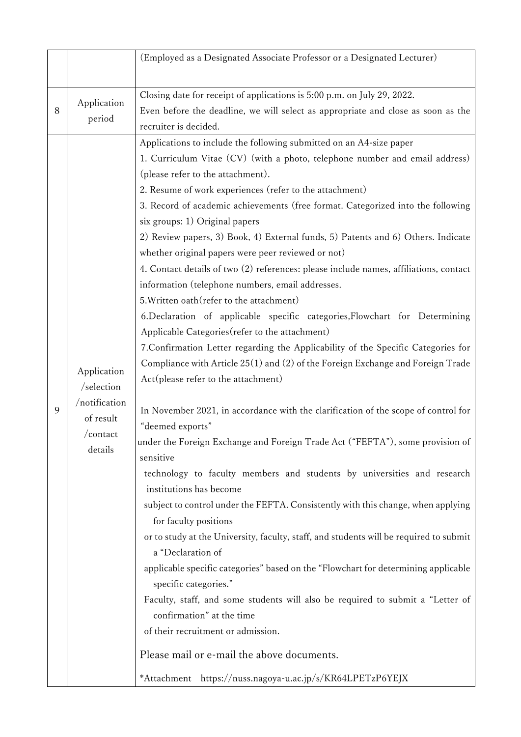|  |  |  |
|---|---|---|
|  |  | (Employed as a Designated Associate Professor or a Designated Lecturer) |
| 8 | Application period | Closing date for receipt of applications is 5:00 p.m. on July 29, 2022.<br>Even before the deadline, we will select as appropriate and close as soon as the recruiter is decided. |
| 9 | Application /selection /notification of result /contact details | Applications to include the following submitted on an A4-size paper<br>1. Curriculum Vitae (CV) (with a photo, telephone number and email address) (please refer to the attachment).<br>2. Resume of work experiences (refer to the attachment)<br>3. Record of academic achievements (free format. Categorized into the following six groups: 1) Original papers<br>2) Review papers, 3) Book, 4) External funds, 5) Patents and 6) Others. Indicate whether original papers were peer reviewed or not)<br>4. Contact details of two (2) references: please include names, affiliations, contact information (telephone numbers, email addresses.<br>5.Written oath(refer to the attachment)<br>6.Declaration of applicable specific categories,Flowchart for Determining Applicable Categories(refer to the attachment)<br>7.Confirmation Letter regarding the Applicability of the Specific Categories for Compliance with Article 25(1) and (2) of the Foreign Exchange and Foreign Trade Act(please refer to the attachment)<br><br>In November 2021, in accordance with the clarification of the scope of control for "deemed exports" under the Foreign Exchange and Foreign Trade Act ("FEFTA"), some provision of sensitive technology to faculty members and students by universities and research institutions has become subject to control under the FEFTA. Consistently with this change, when applying for faculty positions or to study at the University, faculty, staff, and students will be required to submit a "Declaration of applicable specific categories" based on the "Flowchart for determining applicable specific categories." Faculty, staff, and some students will also be required to submit a "Letter of confirmation" at the time of their recruitment or admission.<br><br>Please mail or e-mail the above documents.<br><br>*Attachment https://nuss.nagoya-u.ac.jp/s/KR64LPETzP6YEJX |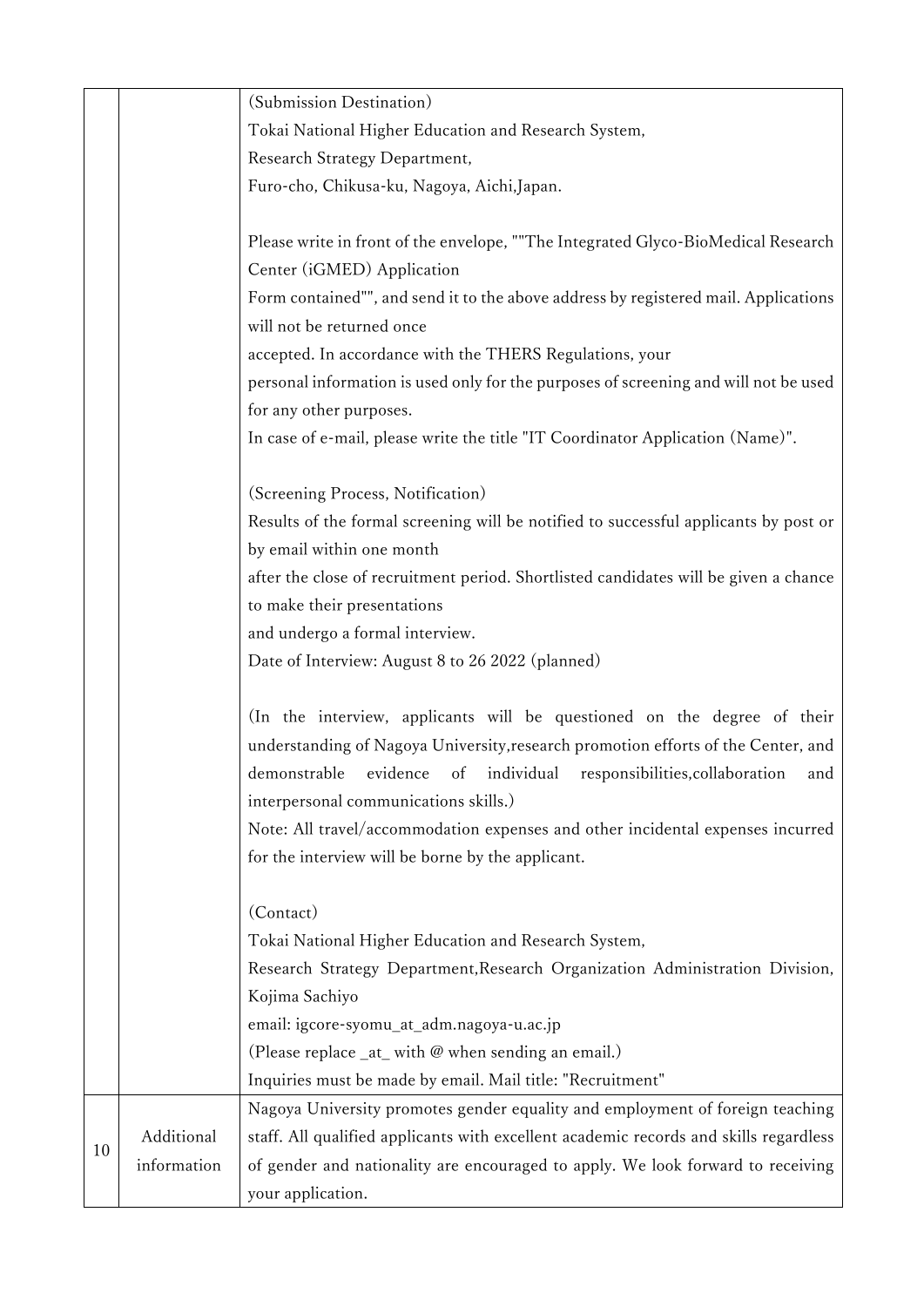| | | |
|---|---|---|
| | | (Submission Destination)<br>Tokai National Higher Education and Research System,<br>Research Strategy Department,<br>Furo-cho, Chikusa-ku, Nagoya, Aichi,Japan.<br><br>Please write in front of the envelope, ""The Integrated Glyco-BioMedical Research Center (iGMED) Application Form contained"", and send it to the above address by registered mail. Applications will not be returned once accepted. In accordance with the THERS Regulations, your personal information is used only for the purposes of screening and will not be used for any other purposes.<br>In case of e-mail, please write the title "IT Coordinator Application (Name)".<br><br>(Screening Process, Notification)<br>Results of the formal screening will be notified to successful applicants by post or by email within one month after the close of recruitment period. Shortlisted candidates will be given a chance to make their presentations and undergo a formal interview.<br>Date of Interview: August 8 to 26 2022 (planned)<br><br>(In the interview, applicants will be questioned on the degree of their understanding of Nagoya University,research promotion efforts of the Center, and demonstrable evidence of individual responsibilities,collaboration and interpersonal communications skills.)<br>Note: All travel/accommodation expenses and other incidental expenses incurred for the interview will be borne by the applicant.<br><br>(Contact)<br>Tokai National Higher Education and Research System,<br>Research Strategy Department,Research Organization Administration Division, Kojima Sachiyo<br>email: igcore-syomu_at_adm.nagoya-u.ac.jp<br>(Please replace _at_ with @ when sending an email.)<br>Inquiries must be made by email. Mail title: "Recruitment" |
| 10 | Additional information | Nagoya University promotes gender equality and employment of foreign teaching staff. All qualified applicants with excellent academic records and skills regardless of gender and nationality are encouraged to apply. We look forward to receiving your application. |